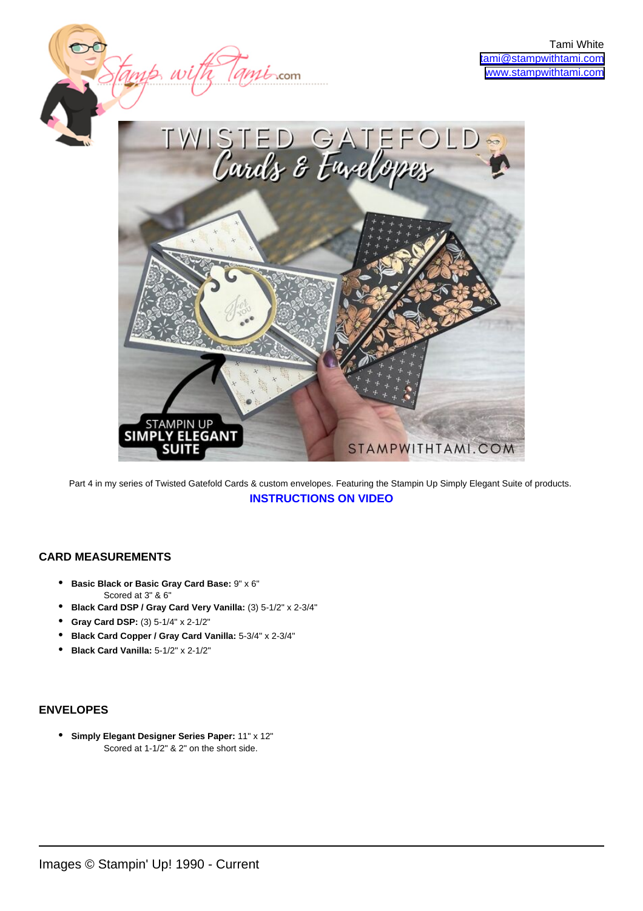Tami White
tami@stampwithtami.com
www.stampwithtami.com

Part 4 in my series of Twisted Gatefold Cards & custom envelopes. Featuring the Stampin Up Simply Elegant Suite of products.

**INSTRUCTIONS ON VIDEO**

## CARD MEASUREMENTS

- **Basic Black or Basic Gray Card Base:** 9" x 6"
  Scored at 3" & 6"
- **Black Card DSP / Gray Card Very Vanilla:** (3) 5-1/2" x 2-3/4"
- **Gray Card DSP:** (3) 5-1/4" x 2-1/2"
- **Black Card Copper / Gray Card Vanilla:** 5-3/4" x 2-3/4"
- **Black Card Vanilla:** 5-1/2" x 2-1/2"

## ENVELOPES

- **Simply Elegant Designer Series Paper:** 11" x 12"
  Scored at 1-1/2" & 2" on the short side.

Images © Stampin' Up! 1990 - Current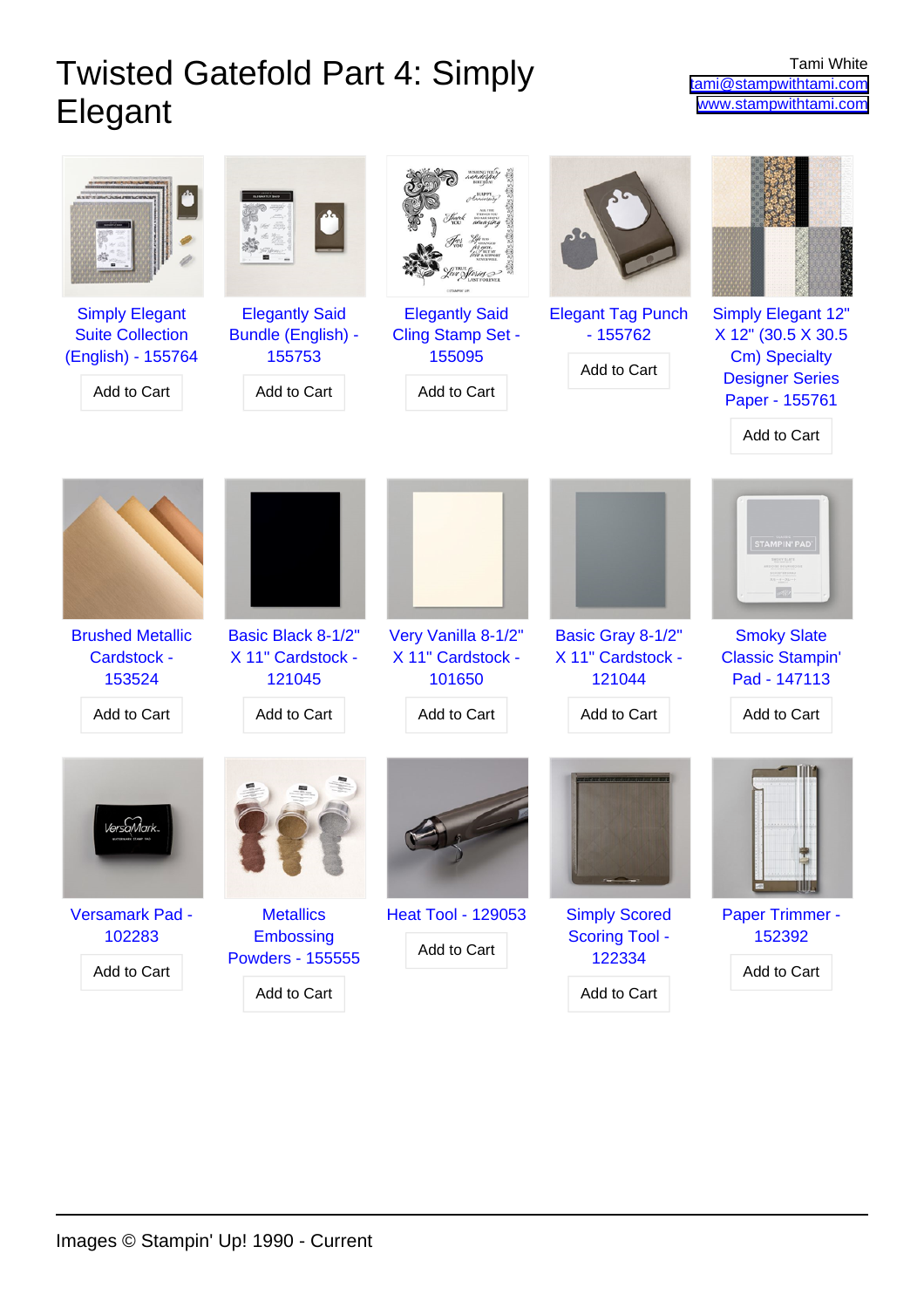# Twisted Gatefold Part 4: Simply Elegant

Tami White
tami@stampwithtami.com
www.stampwithtami.com

Simply Elegant Suite Collection (English) - 155764
Add to Cart

Elegantly Said Bundle (English) - 155753
Add to Cart

Elegantly Said Cling Stamp Set - 155095
Add to Cart

Elegant Tag Punch - 155762
Add to Cart

Simply Elegant 12" X 12" (30.5 X 30.5 Cm) Specialty Designer Series Paper - 155761
Add to Cart

Brushed Metallic Cardstock - 153524
Add to Cart

Basic Black 8-1/2" X 11" Cardstock - 121045
Add to Cart

Very Vanilla 8-1/2" X 11" Cardstock - 101650
Add to Cart

Basic Gray 8-1/2" X 11" Cardstock - 121044
Add to Cart

Smoky Slate Classic Stampin' Pad - 147113
Add to Cart

Versamark Pad - 102283
Add to Cart

Metallics Embossing Powders - 155555
Add to Cart

Heat Tool - 129053
Add to Cart

Simply Scored Scoring Tool - 122334
Add to Cart

Paper Trimmer - 152392
Add to Cart

Images © Stampin' Up! 1990 - Current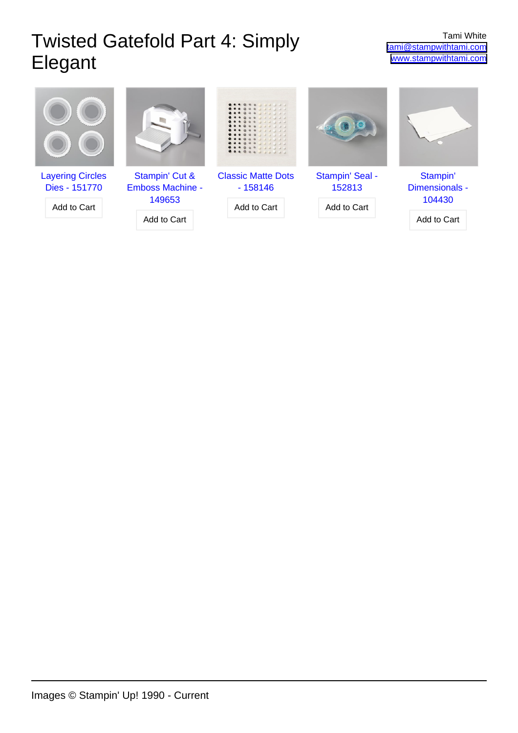# Twisted Gatefold Part 4: Simply Elegant

Tami White
tami@stampwithtami.com
www.stampwithtami.com

Layering Circles Dies - 151770

Add to Cart

Stampin' Cut & Emboss Machine - 149653

Add to Cart

Classic Matte Dots - 158146

Add to Cart

Stampin' Seal - 152813

Add to Cart

Stampin' Dimensionals - 104430

Add to Cart

Images © Stampin' Up! 1990 - Current